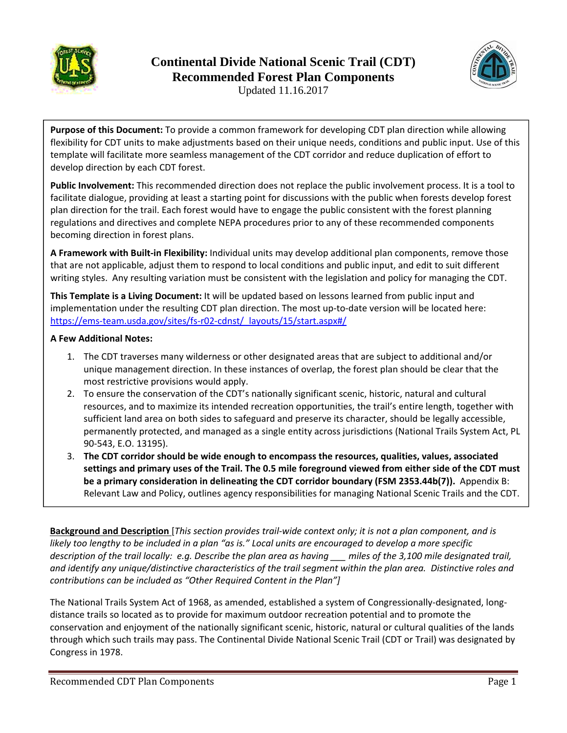# Continental Divide National Scenic Trail (CDT) Recommended Forest Plan Components

Updated 11.16.2017

**Purpose of this Document:** To provide a common framework for developing CDT plan direction while allowing flexibility for CDT units to make adjustments based on their unique needs, conditions and public input. Use of this template will facilitate more seamless management of the CDT corridor and reduce duplication of effort to develop direction by each CDT forest.

**Public Involvement:** This recommended direction does not replace the public involvement process. It is a tool to facilitate dialogue, providing at least a starting point for discussions with the public when forests develop forest plan direction for the trail. Each forest would have to engage the public consistent with the forest planning regulations and directives and complete NEPA procedures prior to any of these recommended components becoming direction in forest plans.

**A Framework with Built-in Flexibility:** Individual units may develop additional plan components, remove those that are not applicable, adjust them to respond to local conditions and public input, and edit to suit different writing styles. Any resulting variation must be consistent with the legislation and policy for managing the CDT.

**This Template is a Living Document:** It will be updated based on lessons learned from public input and implementation under the resulting CDT plan direction. The most up-to-date version will be located here: https://ems-team.usda.gov/sites/fs-r02-cdnst/_layouts/15/start.aspx#/

**A Few Additional Notes:**

1. The CDT traverses many wilderness or other designated areas that are subject to additional and/or unique management direction. In these instances of overlap, the forest plan should be clear that the most restrictive provisions would apply.
2. To ensure the conservation of the CDT's nationally significant scenic, historic, natural and cultural resources, and to maximize its intended recreation opportunities, the trail's entire length, together with sufficient land area on both sides to safeguard and preserve its character, should be legally accessible, permanently protected, and managed as a single entity across jurisdictions (National Trails System Act, PL 90-543, E.O. 13195).
3. **The CDT corridor should be wide enough to encompass the resources, qualities, values, associated settings and primary uses of the Trail. The 0.5 mile foreground viewed from either side of the CDT must be a primary consideration in delineating the CDT corridor boundary (FSM 2353.44b(7)).** Appendix B: Relevant Law and Policy, outlines agency responsibilities for managing National Scenic Trails and the CDT.

**Background and Description** [*This section provides trail-wide context only; it is not a plan component, and is likely too lengthy to be included in a plan "as is." Local units are encouraged to develop a more specific description of the trail locally: e.g. Describe the plan area as having ___ miles of the 3,100 mile designated trail, and identify any unique/distinctive characteristics of the trail segment within the plan area. Distinctive roles and contributions can be included as "Other Required Content in the Plan"*]

The National Trails System Act of 1968, as amended, established a system of Congressionally-designated, long-distance trails so located as to provide for maximum outdoor recreation potential and to promote the conservation and enjoyment of the nationally significant scenic, historic, natural or cultural qualities of the lands through which such trails may pass. The Continental Divide National Scenic Trail (CDT or Trail) was designated by Congress in 1978.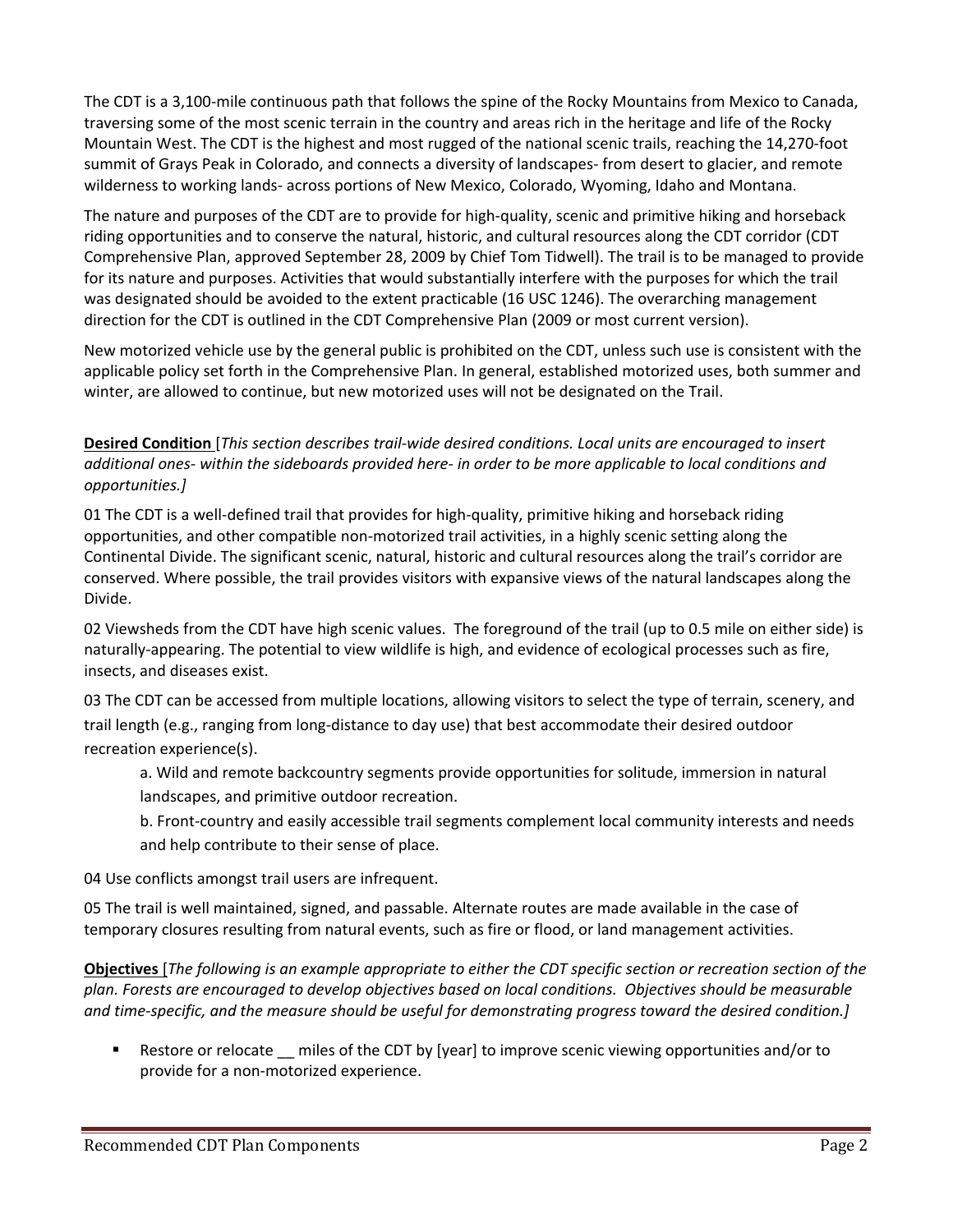The CDT is a 3,100-mile continuous path that follows the spine of the Rocky Mountains from Mexico to Canada, traversing some of the most scenic terrain in the country and areas rich in the heritage and life of the Rocky Mountain West. The CDT is the highest and most rugged of the national scenic trails, reaching the 14,270-foot summit of Grays Peak in Colorado, and connects a diversity of landscapes- from desert to glacier, and remote wilderness to working lands- across portions of New Mexico, Colorado, Wyoming, Idaho and Montana.

The nature and purposes of the CDT are to provide for high-quality, scenic and primitive hiking and horseback riding opportunities and to conserve the natural, historic, and cultural resources along the CDT corridor (CDT Comprehensive Plan, approved September 28, 2009 by Chief Tom Tidwell). The trail is to be managed to provide for its nature and purposes. Activities that would substantially interfere with the purposes for which the trail was designated should be avoided to the extent practicable (16 USC 1246). The overarching management direction for the CDT is outlined in the CDT Comprehensive Plan (2009 or most current version).

New motorized vehicle use by the general public is prohibited on the CDT, unless such use is consistent with the applicable policy set forth in the Comprehensive Plan. In general, established motorized uses, both summer and winter, are allowed to continue, but new motorized uses will not be designated on the Trail.

**Desired Condition** [*This section describes trail-wide desired conditions. Local units are encouraged to insert additional ones- within the sideboards provided here- in order to be more applicable to local conditions and opportunities.]*

01 The CDT is a well-defined trail that provides for high-quality, primitive hiking and horseback riding opportunities, and other compatible non-motorized trail activities, in a highly scenic setting along the Continental Divide. The significant scenic, natural, historic and cultural resources along the trail's corridor are conserved. Where possible, the trail provides visitors with expansive views of the natural landscapes along the Divide.

02 Viewsheds from the CDT have high scenic values. The foreground of the trail (up to 0.5 mile on either side) is naturally-appearing. The potential to view wildlife is high, and evidence of ecological processes such as fire, insects, and diseases exist.

03 The CDT can be accessed from multiple locations, allowing visitors to select the type of terrain, scenery, and trail length (e.g., ranging from long-distance to day use) that best accommodate their desired outdoor recreation experience(s).

> a. Wild and remote backcountry segments provide opportunities for solitude, immersion in natural landscapes, and primitive outdoor recreation.
>
> b. Front-country and easily accessible trail segments complement local community interests and needs and help contribute to their sense of place.

04 Use conflicts amongst trail users are infrequent.

05 The trail is well maintained, signed, and passable. Alternate routes are made available in the case of temporary closures resulting from natural events, such as fire or flood, or land management activities.

**Objectives** [*The following is an example appropriate to either the CDT specific section or recreation section of the plan. Forests are encouraged to develop objectives based on local conditions. Objectives should be measurable and time-specific, and the measure should be useful for demonstrating progress toward the desired condition.]*

- Restore or relocate __ miles of the CDT by [year] to improve scenic viewing opportunities and/or to provide for a non-motorized experience.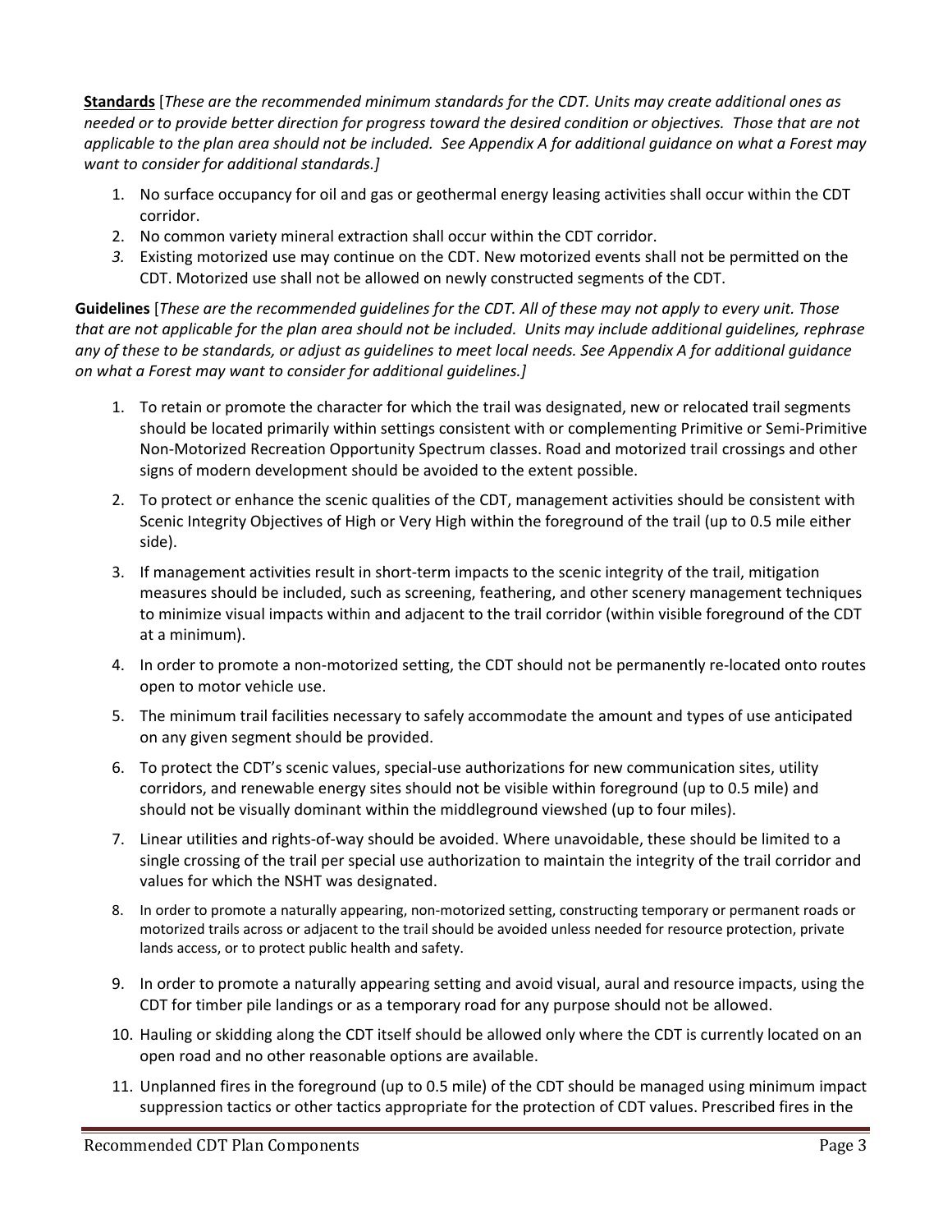**Standards** [*These are the recommended minimum standards for the CDT. Units may create additional ones as needed or to provide better direction for progress toward the desired condition or objectives. Those that are not applicable to the plan area should not be included. See Appendix A for additional guidance on what a Forest may want to consider for additional standards.]*

1. No surface occupancy for oil and gas or geothermal energy leasing activities shall occur within the CDT corridor.
2. No common variety mineral extraction shall occur within the CDT corridor.
3. Existing motorized use may continue on the CDT. New motorized events shall not be permitted on the CDT. Motorized use shall not be allowed on newly constructed segments of the CDT.

**Guidelines** [*These are the recommended guidelines for the CDT. All of these may not apply to every unit. Those that are not applicable for the plan area should not be included. Units may include additional guidelines, rephrase any of these to be standards, or adjust as guidelines to meet local needs. See Appendix A for additional guidance on what a Forest may want to consider for additional guidelines.]*

1. To retain or promote the character for which the trail was designated, new or relocated trail segments should be located primarily within settings consistent with or complementing Primitive or Semi-Primitive Non-Motorized Recreation Opportunity Spectrum classes. Road and motorized trail crossings and other signs of modern development should be avoided to the extent possible.

2. To protect or enhance the scenic qualities of the CDT, management activities should be consistent with Scenic Integrity Objectives of High or Very High within the foreground of the trail (up to 0.5 mile either side).

3. If management activities result in short-term impacts to the scenic integrity of the trail, mitigation measures should be included, such as screening, feathering, and other scenery management techniques to minimize visual impacts within and adjacent to the trail corridor (within visible foreground of the CDT at a minimum).

4. In order to promote a non-motorized setting, the CDT should not be permanently re-located onto routes open to motor vehicle use.

5. The minimum trail facilities necessary to safely accommodate the amount and types of use anticipated on any given segment should be provided.

6. To protect the CDT's scenic values, special-use authorizations for new communication sites, utility corridors, and renewable energy sites should not be visible within foreground (up to 0.5 mile) and should not be visually dominant within the middleground viewshed (up to four miles).

7. Linear utilities and rights-of-way should be avoided. Where unavoidable, these should be limited to a single crossing of the trail per special use authorization to maintain the integrity of the trail corridor and values for which the NSHT was designated.

8. In order to promote a naturally appearing, non-motorized setting, constructing temporary or permanent roads or motorized trails across or adjacent to the trail should be avoided unless needed for resource protection, private lands access, or to protect public health and safety.

9. In order to promote a naturally appearing setting and avoid visual, aural and resource impacts, using the CDT for timber pile landings or as a temporary road for any purpose should not be allowed.

10. Hauling or skidding along the CDT itself should be allowed only where the CDT is currently located on an open road and no other reasonable options are available.

11. Unplanned fires in the foreground (up to 0.5 mile) of the CDT should be managed using minimum impact suppression tactics or other tactics appropriate for the protection of CDT values. Prescribed fires in the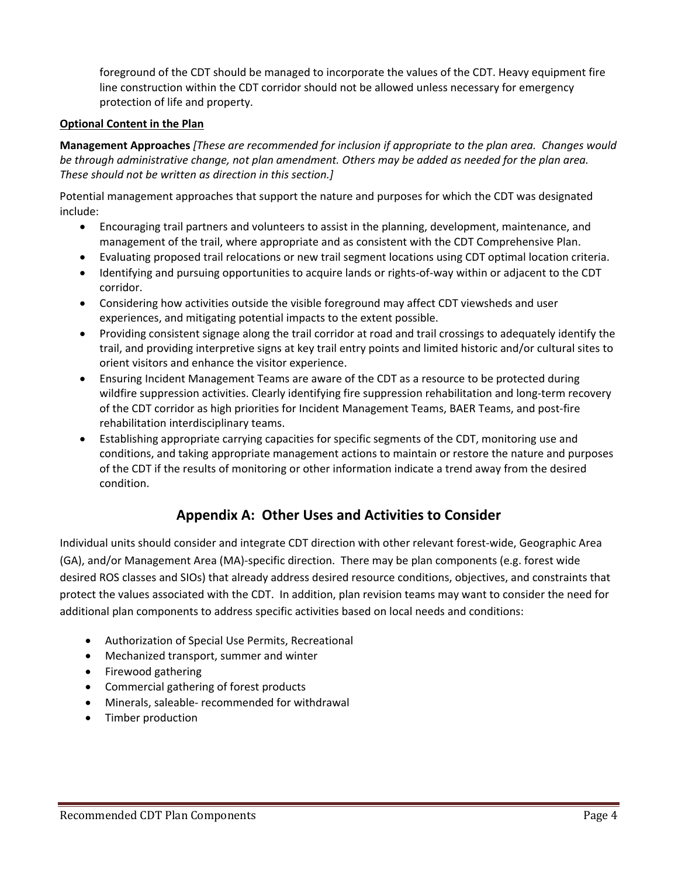foreground of the CDT should be managed to incorporate the values of the CDT. Heavy equipment fire line construction within the CDT corridor should not be allowed unless necessary for emergency protection of life and property.

**Optional Content in the Plan**

**Management Approaches** *[These are recommended for inclusion if appropriate to the plan area. Changes would be through administrative change, not plan amendment. Others may be added as needed for the plan area. These should not be written as direction in this section.]*

Potential management approaches that support the nature and purposes for which the CDT was designated include:

- Encouraging trail partners and volunteers to assist in the planning, development, maintenance, and management of the trail, where appropriate and as consistent with the CDT Comprehensive Plan.
- Evaluating proposed trail relocations or new trail segment locations using CDT optimal location criteria.
- Identifying and pursuing opportunities to acquire lands or rights-of-way within or adjacent to the CDT corridor.
- Considering how activities outside the visible foreground may affect CDT viewsheds and user experiences, and mitigating potential impacts to the extent possible.
- Providing consistent signage along the trail corridor at road and trail crossings to adequately identify the trail, and providing interpretive signs at key trail entry points and limited historic and/or cultural sites to orient visitors and enhance the visitor experience.
- Ensuring Incident Management Teams are aware of the CDT as a resource to be protected during wildfire suppression activities. Clearly identifying fire suppression rehabilitation and long-term recovery of the CDT corridor as high priorities for Incident Management Teams, BAER Teams, and post-fire rehabilitation interdisciplinary teams.
- Establishing appropriate carrying capacities for specific segments of the CDT, monitoring use and conditions, and taking appropriate management actions to maintain or restore the nature and purposes of the CDT if the results of monitoring or other information indicate a trend away from the desired condition.

## Appendix A: Other Uses and Activities to Consider

Individual units should consider and integrate CDT direction with other relevant forest-wide, Geographic Area (GA), and/or Management Area (MA)-specific direction. There may be plan components (e.g. forest wide desired ROS classes and SIOs) that already address desired resource conditions, objectives, and constraints that protect the values associated with the CDT. In addition, plan revision teams may want to consider the need for additional plan components to address specific activities based on local needs and conditions:

- Authorization of Special Use Permits, Recreational
- Mechanized transport, summer and winter
- Firewood gathering
- Commercial gathering of forest products
- Minerals, saleable- recommended for withdrawal
- Timber production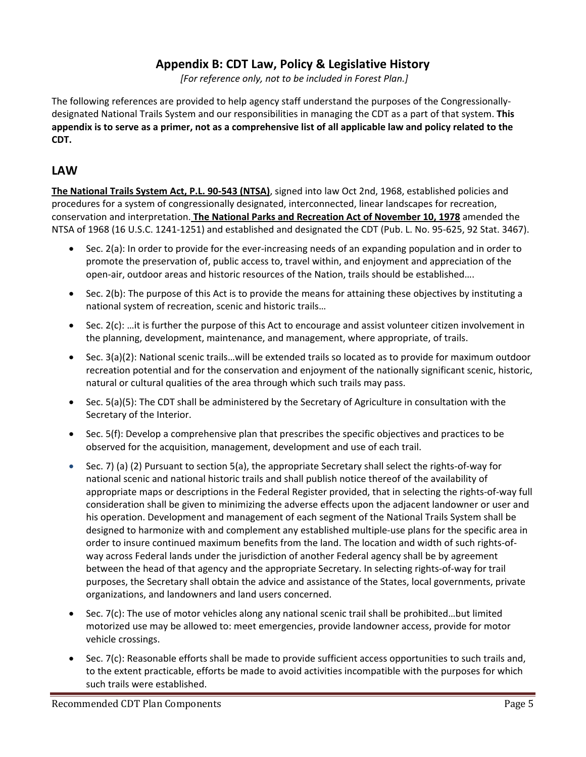## Appendix B: CDT Law, Policy & Legislative History

*[For reference only, not to be included in Forest Plan.]*

The following references are provided to help agency staff understand the purposes of the Congressionally-designated National Trails System and our responsibilities in managing the CDT as a part of that system. **This appendix is to serve as a primer, not as a comprehensive list of all applicable law and policy related to the CDT.**

## LAW

**The National Trails System Act, P.L. 90-543 (NTSA)**, signed into law Oct 2nd, 1968, established policies and procedures for a system of congressionally designated, interconnected, linear landscapes for recreation, conservation and interpretation. **The National Parks and Recreation Act of November 10, 1978** amended the NTSA of 1968 (16 U.S.C. 1241-1251) and established and designated the CDT (Pub. L. No. 95-625, 92 Stat. 3467).

- Sec. 2(a): In order to provide for the ever-increasing needs of an expanding population and in order to promote the preservation of, public access to, travel within, and enjoyment and appreciation of the open-air, outdoor areas and historic resources of the Nation, trails should be established….
- Sec. 2(b): The purpose of this Act is to provide the means for attaining these objectives by instituting a national system of recreation, scenic and historic trails…
- Sec. 2(c): …it is further the purpose of this Act to encourage and assist volunteer citizen involvement in the planning, development, maintenance, and management, where appropriate, of trails.
- Sec. 3(a)(2): National scenic trails…will be extended trails so located as to provide for maximum outdoor recreation potential and for the conservation and enjoyment of the nationally significant scenic, historic, natural or cultural qualities of the area through which such trails may pass.
- Sec. 5(a)(5): The CDT shall be administered by the Secretary of Agriculture in consultation with the Secretary of the Interior.
- Sec. 5(f): Develop a comprehensive plan that prescribes the specific objectives and practices to be observed for the acquisition, management, development and use of each trail.
- Sec. 7) (a) (2) Pursuant to section 5(a), the appropriate Secretary shall select the rights-of-way for national scenic and national historic trails and shall publish notice thereof of the availability of appropriate maps or descriptions in the Federal Register provided, that in selecting the rights-of-way full consideration shall be given to minimizing the adverse effects upon the adjacent landowner or user and his operation. Development and management of each segment of the National Trails System shall be designed to harmonize with and complement any established multiple-use plans for the specific area in order to insure continued maximum benefits from the land. The location and width of such rights-of-way across Federal lands under the jurisdiction of another Federal agency shall be by agreement between the head of that agency and the appropriate Secretary. In selecting rights-of-way for trail purposes, the Secretary shall obtain the advice and assistance of the States, local governments, private organizations, and landowners and land users concerned.
- Sec. 7(c): The use of motor vehicles along any national scenic trail shall be prohibited…but limited motorized use may be allowed to: meet emergencies, provide landowner access, provide for motor vehicle crossings.
- Sec. 7(c): Reasonable efforts shall be made to provide sufficient access opportunities to such trails and, to the extent practicable, efforts be made to avoid activities incompatible with the purposes for which such trails were established.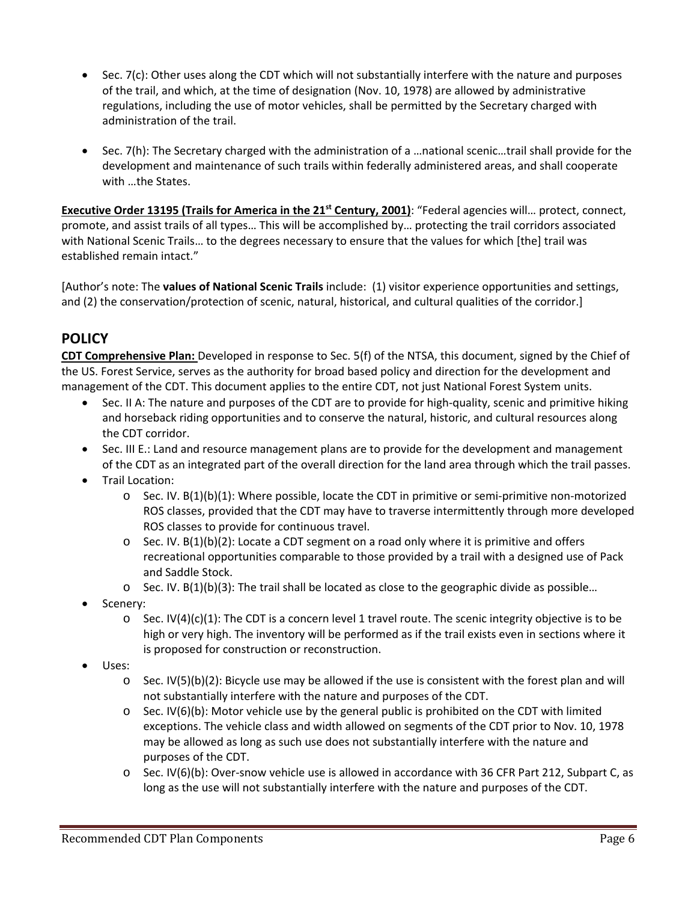- Sec. 7(c): Other uses along the CDT which will not substantially interfere with the nature and purposes of the trail, and which, at the time of designation (Nov. 10, 1978) are allowed by administrative regulations, including the use of motor vehicles, shall be permitted by the Secretary charged with administration of the trail.

- Sec. 7(h): The Secretary charged with the administration of a …national scenic…trail shall provide for the development and maintenance of such trails within federally administered areas, and shall cooperate with …the States.

**Executive Order 13195 (Trails for America in the 21st Century, 2001)**: "Federal agencies will… protect, connect, promote, and assist trails of all types… This will be accomplished by… protecting the trail corridors associated with National Scenic Trails… to the degrees necessary to ensure that the values for which [the] trail was established remain intact."

[Author's note: The **values of National Scenic Trails** include: (1) visitor experience opportunities and settings, and (2) the conservation/protection of scenic, natural, historical, and cultural qualities of the corridor.]

## POLICY

**CDT Comprehensive Plan:** Developed in response to Sec. 5(f) of the NTSA, this document, signed by the Chief of the US. Forest Service, serves as the authority for broad based policy and direction for the development and management of the CDT. This document applies to the entire CDT, not just National Forest System units.

- Sec. II A: The nature and purposes of the CDT are to provide for high-quality, scenic and primitive hiking and horseback riding opportunities and to conserve the natural, historic, and cultural resources along the CDT corridor.
- Sec. III E.: Land and resource management plans are to provide for the development and management of the CDT as an integrated part of the overall direction for the land area through which the trail passes.
- Trail Location:
  - Sec. IV. B(1)(b)(1): Where possible, locate the CDT in primitive or semi-primitive non-motorized ROS classes, provided that the CDT may have to traverse intermittently through more developed ROS classes to provide for continuous travel.
  - Sec. IV. B(1)(b)(2): Locate a CDT segment on a road only where it is primitive and offers recreational opportunities comparable to those provided by a trail with a designed use of Pack and Saddle Stock.
  - Sec. IV. B(1)(b)(3): The trail shall be located as close to the geographic divide as possible…
- Scenery:
  - Sec. IV(4)(c)(1): The CDT is a concern level 1 travel route. The scenic integrity objective is to be high or very high. The inventory will be performed as if the trail exists even in sections where it is proposed for construction or reconstruction.
- Uses:
  - Sec. IV(5)(b)(2): Bicycle use may be allowed if the use is consistent with the forest plan and will not substantially interfere with the nature and purposes of the CDT.
  - Sec. IV(6)(b): Motor vehicle use by the general public is prohibited on the CDT with limited exceptions. The vehicle class and width allowed on segments of the CDT prior to Nov. 10, 1978 may be allowed as long as such use does not substantially interfere with the nature and purposes of the CDT.
  - Sec. IV(6)(b): Over-snow vehicle use is allowed in accordance with 36 CFR Part 212, Subpart C, as long as the use will not substantially interfere with the nature and purposes of the CDT.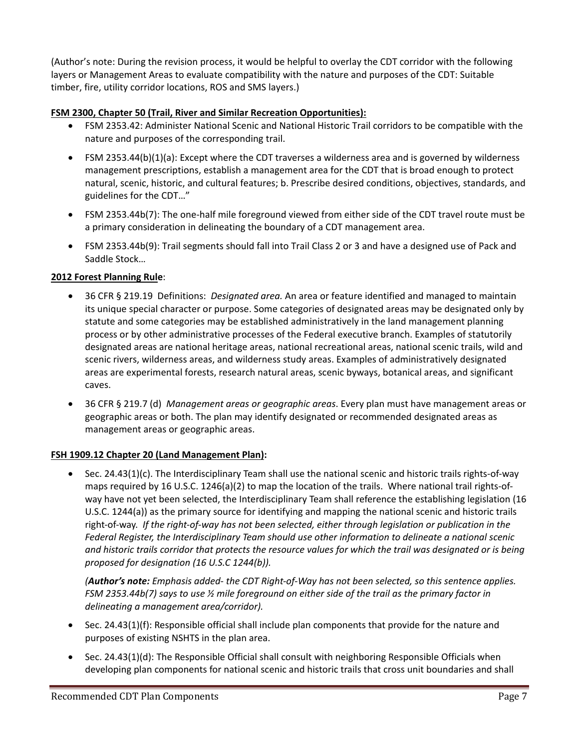(Author's note: During the revision process, it would be helpful to overlay the CDT corridor with the following layers or Management Areas to evaluate compatibility with the nature and purposes of the CDT: Suitable timber, fire, utility corridor locations, ROS and SMS layers.)

**FSM 2300, Chapter 50 (Trail, River and Similar Recreation Opportunities):**

- FSM 2353.42: Administer National Scenic and National Historic Trail corridors to be compatible with the nature and purposes of the corresponding trail.
- FSM 2353.44(b)(1)(a): Except where the CDT traverses a wilderness area and is governed by wilderness management prescriptions, establish a management area for the CDT that is broad enough to protect natural, scenic, historic, and cultural features; b. Prescribe desired conditions, objectives, standards, and guidelines for the CDT…"
- FSM 2353.44b(7): The one-half mile foreground viewed from either side of the CDT travel route must be a primary consideration in delineating the boundary of a CDT management area.
- FSM 2353.44b(9): Trail segments should fall into Trail Class 2 or 3 and have a designed use of Pack and Saddle Stock…

**2012 Forest Planning Rule**:

- 36 CFR § 219.19 Definitions: *Designated area.* An area or feature identified and managed to maintain its unique special character or purpose. Some categories of designated areas may be designated only by statute and some categories may be established administratively in the land management planning process or by other administrative processes of the Federal executive branch. Examples of statutorily designated areas are national heritage areas, national recreational areas, national scenic trails, wild and scenic rivers, wilderness areas, and wilderness study areas. Examples of administratively designated areas are experimental forests, research natural areas, scenic byways, botanical areas, and significant caves.
- 36 CFR § 219.7 (d) *Management areas or geographic areas*. Every plan must have management areas or geographic areas or both. The plan may identify designated or recommended designated areas as management areas or geographic areas.

**FSH 1909.12 Chapter 20 (Land Management Plan):**

- Sec. 24.43(1)(c). The Interdisciplinary Team shall use the national scenic and historic trails rights-of-way maps required by 16 U.S.C. 1246(a)(2) to map the location of the trails. Where national trail rights-of-way have not yet been selected, the Interdisciplinary Team shall reference the establishing legislation (16 U.S.C. 1244(a)) as the primary source for identifying and mapping the national scenic and historic trails right-of-way. *If the right-of-way has not been selected, either through legislation or publication in the Federal Register, the Interdisciplinary Team should use other information to delineate a national scenic and historic trails corridor that protects the resource values for which the trail was designated or is being proposed for designation (16 U.S.C 1244(b)).*

  *(**Author's note:** Emphasis added- the CDT Right-of-Way has not been selected, so this sentence applies. FSM 2353.44b(7) says to use ½ mile foreground on either side of the trail as the primary factor in delineating a management area/corridor).*

- Sec. 24.43(1)(f): Responsible official shall include plan components that provide for the nature and purposes of existing NSHTS in the plan area.
- Sec. 24.43(1)(d): The Responsible Official shall consult with neighboring Responsible Officials when developing plan components for national scenic and historic trails that cross unit boundaries and shall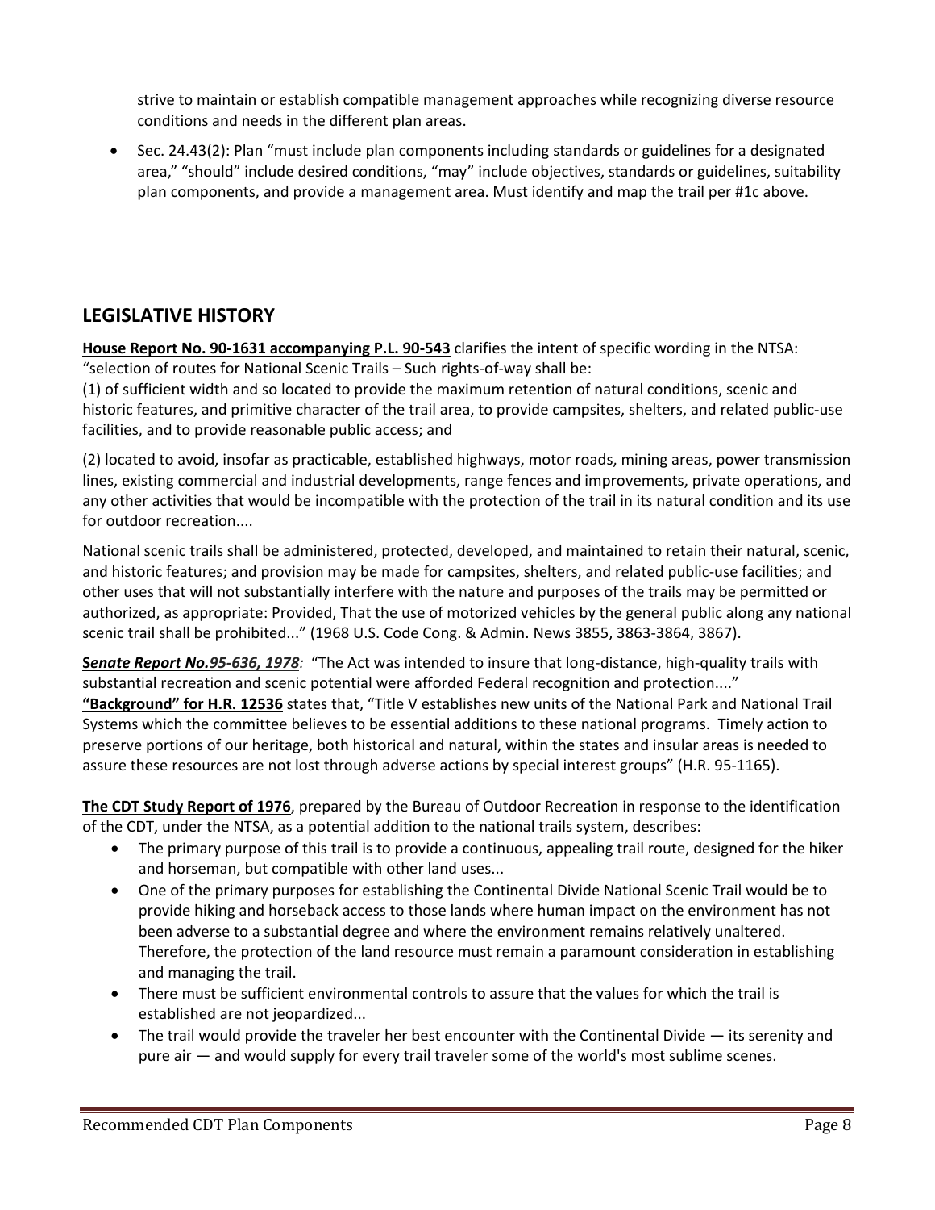strive to maintain or establish compatible management approaches while recognizing diverse resource conditions and needs in the different plan areas.

- Sec. 24.43(2): Plan "must include plan components including standards or guidelines for a designated area," "should" include desired conditions, "may" include objectives, standards or guidelines, suitability plan components, and provide a management area. Must identify and map the trail per #1c above.

## LEGISLATIVE HISTORY

**House Report No. 90-1631 accompanying P.L. 90-543** clarifies the intent of specific wording in the NTSA: "selection of routes for National Scenic Trails – Such rights-of-way shall be:

(1) of sufficient width and so located to provide the maximum retention of natural conditions, scenic and historic features, and primitive character of the trail area, to provide campsites, shelters, and related public-use facilities, and to provide reasonable public access; and

(2) located to avoid, insofar as practicable, established highways, motor roads, mining areas, power transmission lines, existing commercial and industrial developments, range fences and improvements, private operations, and any other activities that would be incompatible with the protection of the trail in its natural condition and its use for outdoor recreation....

National scenic trails shall be administered, protected, developed, and maintained to retain their natural, scenic, and historic features; and provision may be made for campsites, shelters, and related public-use facilities; and other uses that will not substantially interfere with the nature and purposes of the trails may be permitted or authorized, as appropriate: Provided, That the use of motorized vehicles by the general public along any national scenic trail shall be prohibited..." (1968 U.S. Code Cong. & Admin. News 3855, 3863-3864, 3867).

***Senate Report No.95-636, 1978**:* "The Act was intended to insure that long-distance, high-quality trails with substantial recreation and scenic potential were afforded Federal recognition and protection...."
**"Background" for H.R. 12536** states that, "Title V establishes new units of the National Park and National Trail Systems which the committee believes to be essential additions to these national programs. Timely action to preserve portions of our heritage, both historical and natural, within the states and insular areas is needed to assure these resources are not lost through adverse actions by special interest groups" (H.R. 95-1165).

**The CDT Study Report of 1976**, prepared by the Bureau of Outdoor Recreation in response to the identification of the CDT, under the NTSA, as a potential addition to the national trails system, describes:

- The primary purpose of this trail is to provide a continuous, appealing trail route, designed for the hiker and horseman, but compatible with other land uses...
- One of the primary purposes for establishing the Continental Divide National Scenic Trail would be to provide hiking and horseback access to those lands where human impact on the environment has not been adverse to a substantial degree and where the environment remains relatively unaltered. Therefore, the protection of the land resource must remain a paramount consideration in establishing and managing the trail.
- There must be sufficient environmental controls to assure that the values for which the trail is established are not jeopardized...
- The trail would provide the traveler her best encounter with the Continental Divide — its serenity and pure air — and would supply for every trail traveler some of the world's most sublime scenes.